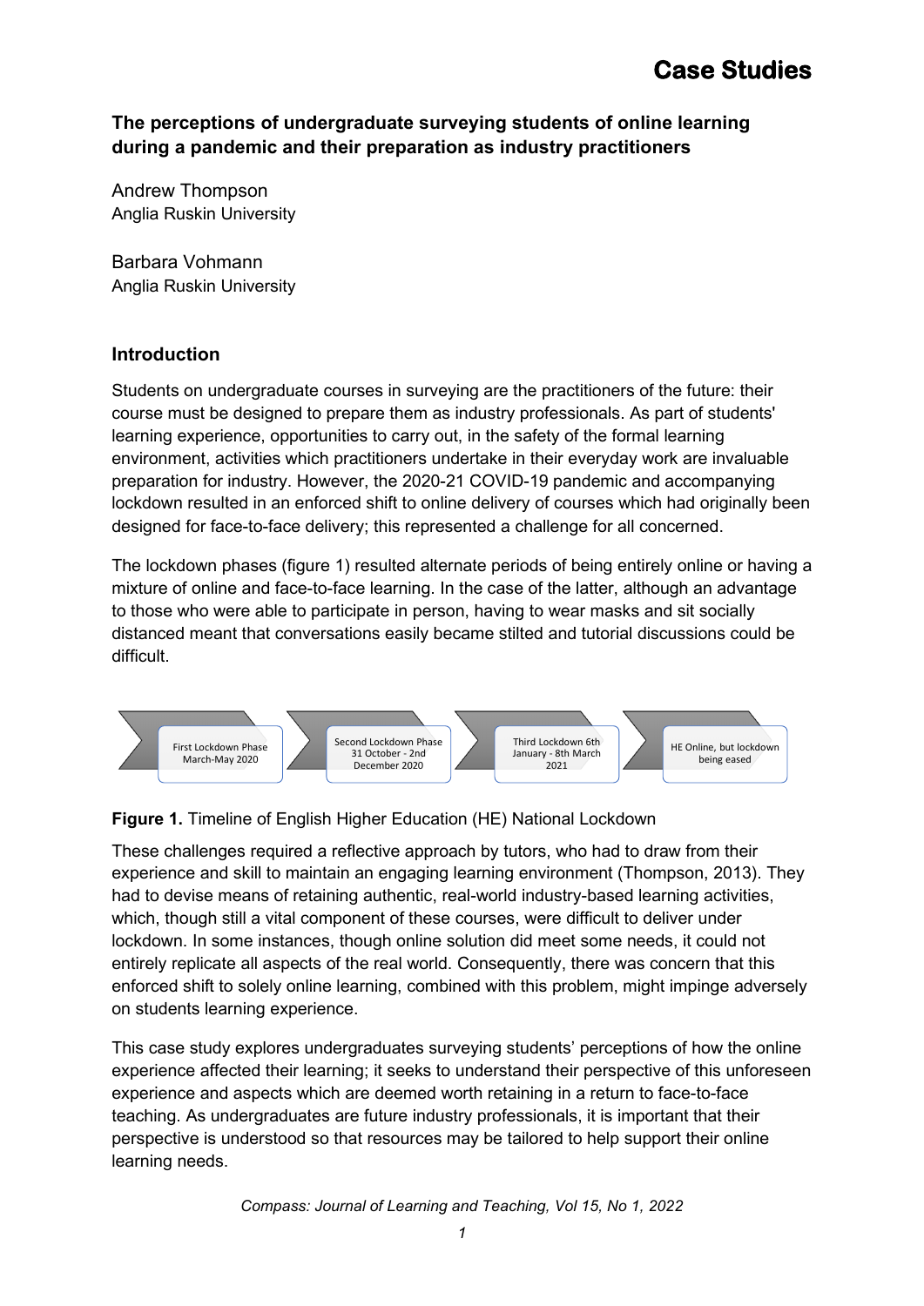# Case Studies

## The perceptions of undergraduate surveying students of online learning during a pandemic and their preparation as industry practitioners

Andrew Thompson
Anglia Ruskin University

Barbara Vohmann
Anglia Ruskin University

### Introduction

Students on undergraduate courses in surveying are the practitioners of the future: their course must be designed to prepare them as industry professionals. As part of students' learning experience, opportunities to carry out, in the safety of the formal learning environment, activities which practitioners undertake in their everyday work are invaluable preparation for industry. However, the 2020-21 COVID-19 pandemic and accompanying lockdown resulted in an enforced shift to online delivery of courses which had originally been designed for face-to-face delivery; this represented a challenge for all concerned.

The lockdown phases (figure 1) resulted alternate periods of being entirely online or having a mixture of online and face-to-face learning. In the case of the latter, although an advantage to those who were able to participate in person, having to wear masks and sit socially distanced meant that conversations easily became stilted and tutorial discussions could be difficult.

First Lockdown Phase March-May 2020 → Second Lockdown Phase 31 October - 2nd December 2020 → Third Lockdown 6th January - 8th March 2021 → HE Online, but lockdown being eased

**Figure 1.** Timeline of English Higher Education (HE) National Lockdown

These challenges required a reflective approach by tutors, who had to draw from their experience and skill to maintain an engaging learning environment (Thompson, 2013). They had to devise means of retaining authentic, real-world industry-based learning activities, which, though still a vital component of these courses, were difficult to deliver under lockdown. In some instances, though online solution did meet some needs, it could not entirely replicate all aspects of the real world. Consequently, there was concern that this enforced shift to solely online learning, combined with this problem, might impinge adversely on students learning experience.

This case study explores undergraduates surveying students' perceptions of how the online experience affected their learning; it seeks to understand their perspective of this unforeseen experience and aspects which are deemed worth retaining in a return to face-to-face teaching. As undergraduates are future industry professionals, it is important that their perspective is understood so that resources may be tailored to help support their online learning needs.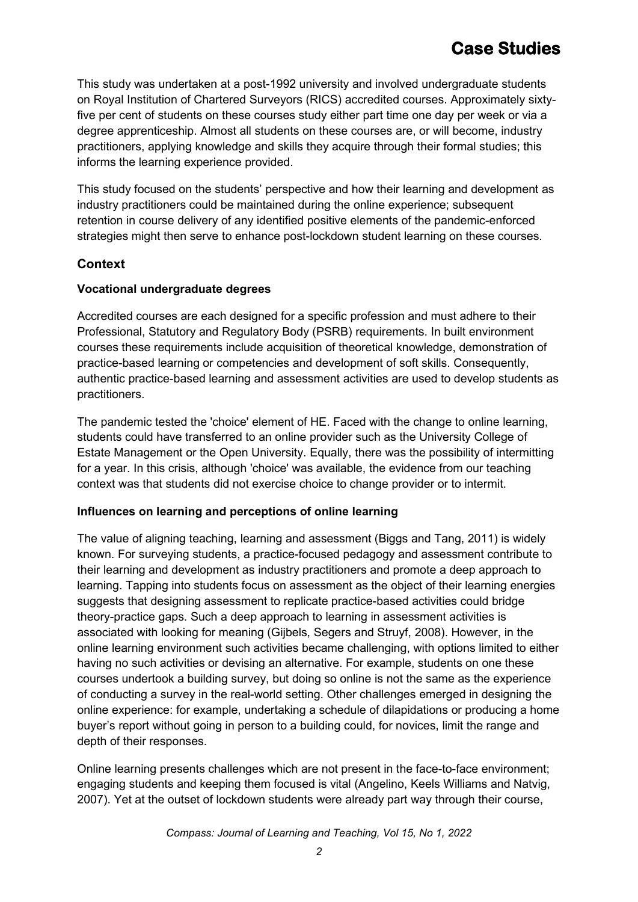This study was undertaken at a post-1992 university and involved undergraduate students on Royal Institution of Chartered Surveyors (RICS) accredited courses. Approximately sixty-five per cent of students on these courses study either part time one day per week or via a degree apprenticeship. Almost all students on these courses are, or will become, industry practitioners, applying knowledge and skills they acquire through their formal studies; this informs the learning experience provided.

This study focused on the students' perspective and how their learning and development as industry practitioners could be maintained during the online experience; subsequent retention in course delivery of any identified positive elements of the pandemic-enforced strategies might then serve to enhance post-lockdown student learning on these courses.

## Context

### Vocational undergraduate degrees

Accredited courses are each designed for a specific profession and must adhere to their Professional, Statutory and Regulatory Body (PSRB) requirements. In built environment courses these requirements include acquisition of theoretical knowledge, demonstration of practice-based learning or competencies and development of soft skills. Consequently, authentic practice-based learning and assessment activities are used to develop students as practitioners.

The pandemic tested the 'choice' element of HE. Faced with the change to online learning, students could have transferred to an online provider such as the University College of Estate Management or the Open University. Equally, there was the possibility of intermitting for a year. In this crisis, although 'choice' was available, the evidence from our teaching context was that students did not exercise choice to change provider or to intermit.

### Influences on learning and perceptions of online learning

The value of aligning teaching, learning and assessment (Biggs and Tang, 2011) is widely known. For surveying students, a practice-focused pedagogy and assessment contribute to their learning and development as industry practitioners and promote a deep approach to learning. Tapping into students focus on assessment as the object of their learning energies suggests that designing assessment to replicate practice-based activities could bridge theory-practice gaps. Such a deep approach to learning in assessment activities is associated with looking for meaning (Gijbels, Segers and Struyf, 2008). However, in the online learning environment such activities became challenging, with options limited to either having no such activities or devising an alternative. For example, students on one these courses undertook a building survey, but doing so online is not the same as the experience of conducting a survey in the real-world setting. Other challenges emerged in designing the online experience: for example, undertaking a schedule of dilapidations or producing a home buyer's report without going in person to a building could, for novices, limit the range and depth of their responses.

Online learning presents challenges which are not present in the face-to-face environment; engaging students and keeping them focused is vital (Angelino, Keels Williams and Natvig, 2007). Yet at the outset of lockdown students were already part way through their course,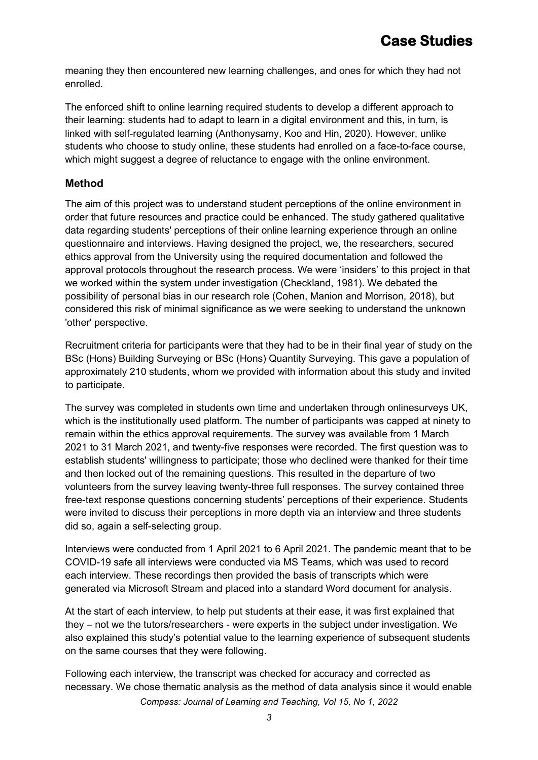meaning they then encountered new learning challenges, and ones for which they had not enrolled.

The enforced shift to online learning required students to develop a different approach to their learning: students had to adapt to learn in a digital environment and this, in turn, is linked with self-regulated learning (Anthonysamy, Koo and Hin, 2020). However, unlike students who choose to study online, these students had enrolled on a face-to-face course, which might suggest a degree of reluctance to engage with the online environment.

### Method

The aim of this project was to understand student perceptions of the online environment in order that future resources and practice could be enhanced. The study gathered qualitative data regarding students' perceptions of their online learning experience through an online questionnaire and interviews. Having designed the project, we, the researchers, secured ethics approval from the University using the required documentation and followed the approval protocols throughout the research process. We were 'insiders' to this project in that we worked within the system under investigation (Checkland, 1981). We debated the possibility of personal bias in our research role (Cohen, Manion and Morrison, 2018), but considered this risk of minimal significance as we were seeking to understand the unknown 'other' perspective.

Recruitment criteria for participants were that they had to be in their final year of study on the BSc (Hons) Building Surveying or BSc (Hons) Quantity Surveying. This gave a population of approximately 210 students, whom we provided with information about this study and invited to participate.

The survey was completed in students own time and undertaken through onlinesurveys UK, which is the institutionally used platform. The number of participants was capped at ninety to remain within the ethics approval requirements. The survey was available from 1 March 2021 to 31 March 2021, and twenty-five responses were recorded. The first question was to establish students' willingness to participate; those who declined were thanked for their time and then locked out of the remaining questions. This resulted in the departure of two volunteers from the survey leaving twenty-three full responses. The survey contained three free-text response questions concerning students' perceptions of their experience. Students were invited to discuss their perceptions in more depth via an interview and three students did so, again a self-selecting group.

Interviews were conducted from 1 April 2021 to 6 April 2021. The pandemic meant that to be COVID-19 safe all interviews were conducted via MS Teams, which was used to record each interview. These recordings then provided the basis of transcripts which were generated via Microsoft Stream and placed into a standard Word document for analysis.

At the start of each interview, to help put students at their ease, it was first explained that they – not we the tutors/researchers - were experts in the subject under investigation. We also explained this study's potential value to the learning experience of subsequent students on the same courses that they were following.

Following each interview, the transcript was checked for accuracy and corrected as necessary. We chose thematic analysis as the method of data analysis since it would enable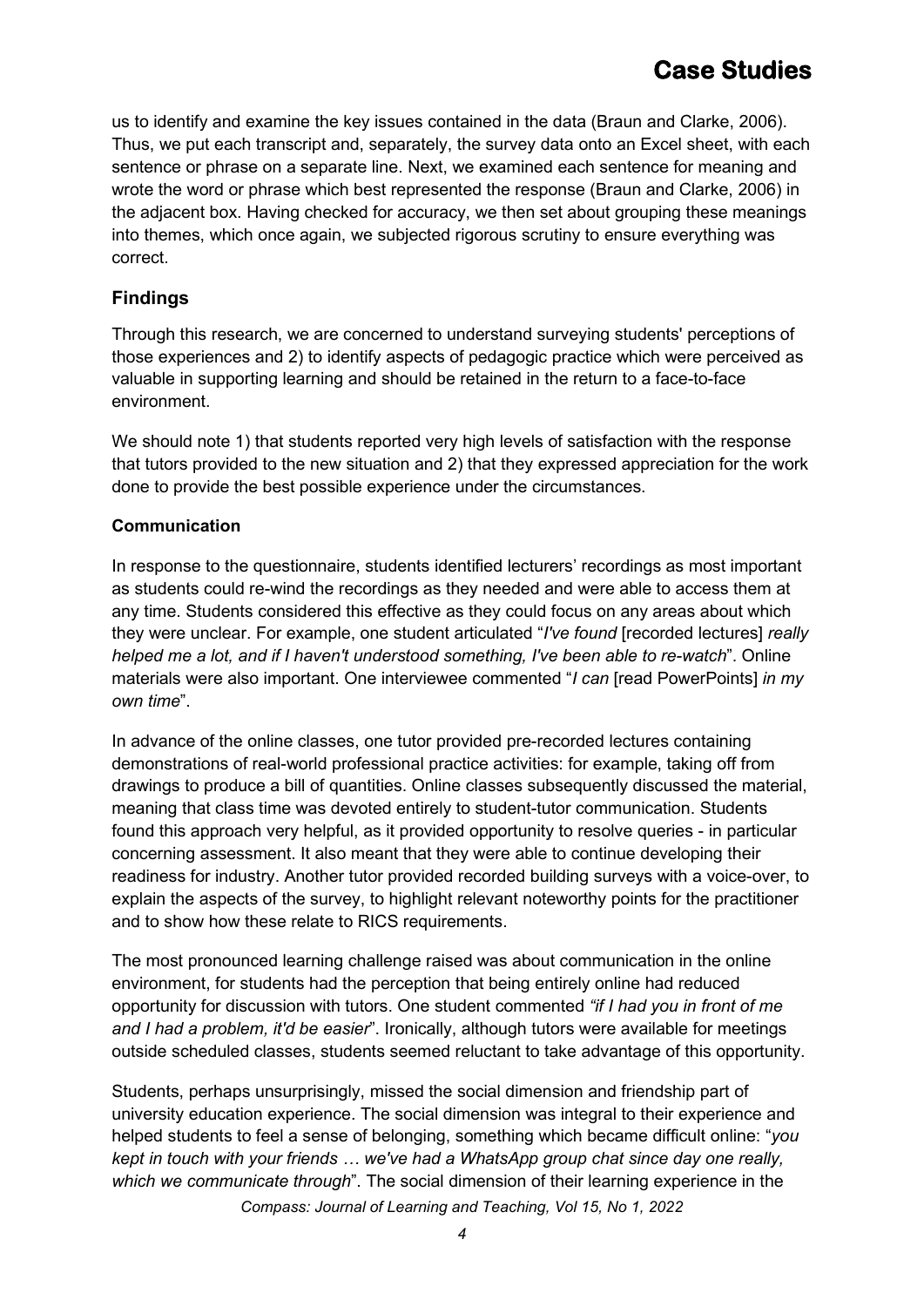us to identify and examine the key issues contained in the data (Braun and Clarke, 2006). Thus, we put each transcript and, separately, the survey data onto an Excel sheet, with each sentence or phrase on a separate line. Next, we examined each sentence for meaning and wrote the word or phrase which best represented the response (Braun and Clarke, 2006) in the adjacent box. Having checked for accuracy, we then set about grouping these meanings into themes, which once again, we subjected rigorous scrutiny to ensure everything was correct.

## Findings

Through this research, we are concerned to understand surveying students' perceptions of those experiences and 2) to identify aspects of pedagogic practice which were perceived as valuable in supporting learning and should be retained in the return to a face-to-face environment.

We should note 1) that students reported very high levels of satisfaction with the response that tutors provided to the new situation and 2) that they expressed appreciation for the work done to provide the best possible experience under the circumstances.

### Communication

In response to the questionnaire, students identified lecturers' recordings as most important as students could re-wind the recordings as they needed and were able to access them at any time. Students considered this effective as they could focus on any areas about which they were unclear. For example, one student articulated "*I've found* [recorded lectures] *really helped me a lot, and if I haven't understood something, I've been able to re-watch*". Online materials were also important. One interviewee commented "*I can* [read PowerPoints] *in my own time*".

In advance of the online classes, one tutor provided pre-recorded lectures containing demonstrations of real-world professional practice activities: for example, taking off from drawings to produce a bill of quantities. Online classes subsequently discussed the material, meaning that class time was devoted entirely to student-tutor communication. Students found this approach very helpful, as it provided opportunity to resolve queries - in particular concerning assessment. It also meant that they were able to continue developing their readiness for industry. Another tutor provided recorded building surveys with a voice-over, to explain the aspects of the survey, to highlight relevant noteworthy points for the practitioner and to show how these relate to RICS requirements.

The most pronounced learning challenge raised was about communication in the online environment, for students had the perception that being entirely online had reduced opportunity for discussion with tutors. One student commented *"if I had you in front of me and I had a problem, it'd be easier*". Ironically, although tutors were available for meetings outside scheduled classes, students seemed reluctant to take advantage of this opportunity.

Students, perhaps unsurprisingly, missed the social dimension and friendship part of university education experience. The social dimension was integral to their experience and helped students to feel a sense of belonging, something which became difficult online: "*you kept in touch with your friends … we've had a WhatsApp group chat since day one really, which we communicate through*". The social dimension of their learning experience in the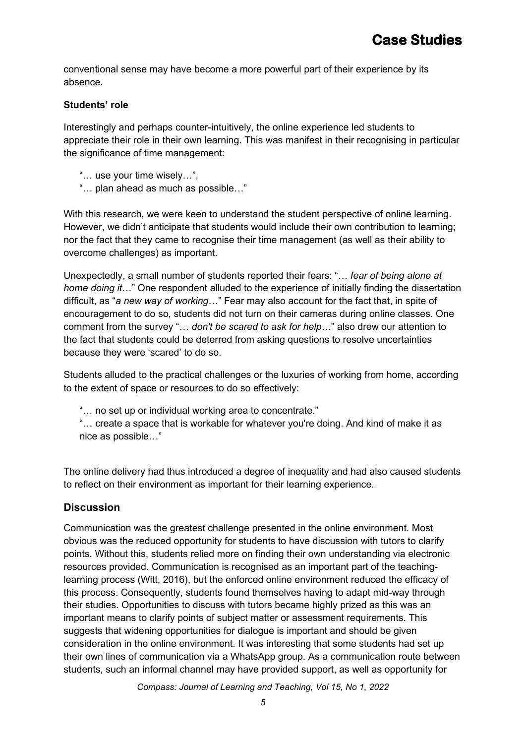conventional sense may have become a more powerful part of their experience by its absence.

**Students' role**

Interestingly and perhaps counter-intuitively, the online experience led students to appreciate their role in their own learning. This was manifest in their recognising in particular the significance of time management:

"… use your time wisely…",
"… plan ahead as much as possible…"

With this research, we were keen to understand the student perspective of online learning. However, we didn't anticipate that students would include their own contribution to learning; nor the fact that they came to recognise their time management (as well as their ability to overcome challenges) as important.

Unexpectedly, a small number of students reported their fears: "… *fear of being alone at home doing it*…" One respondent alluded to the experience of initially finding the dissertation difficult, as "*a new way of working*…" Fear may also account for the fact that, in spite of encouragement to do so, students did not turn on their cameras during online classes. One comment from the survey "… *don't be scared to ask for help*…" also drew our attention to the fact that students could be deterred from asking questions to resolve uncertainties because they were 'scared' to do so.

Students alluded to the practical challenges or the luxuries of working from home, according to the extent of space or resources to do so effectively:

"… no set up or individual working area to concentrate."
"… create a space that is workable for whatever you're doing. And kind of make it as nice as possible…"

The online delivery had thus introduced a degree of inequality and had also caused students to reflect on their environment as important for their learning experience.

## Discussion

Communication was the greatest challenge presented in the online environment. Most obvious was the reduced opportunity for students to have discussion with tutors to clarify points. Without this, students relied more on finding their own understanding via electronic resources provided. Communication is recognised as an important part of the teaching-learning process (Witt, 2016), but the enforced online environment reduced the efficacy of this process. Consequently, students found themselves having to adapt mid-way through their studies. Opportunities to discuss with tutors became highly prized as this was an important means to clarify points of subject matter or assessment requirements. This suggests that widening opportunities for dialogue is important and should be given consideration in the online environment. It was interesting that some students had set up their own lines of communication via a WhatsApp group. As a communication route between students, such an informal channel may have provided support, as well as opportunity for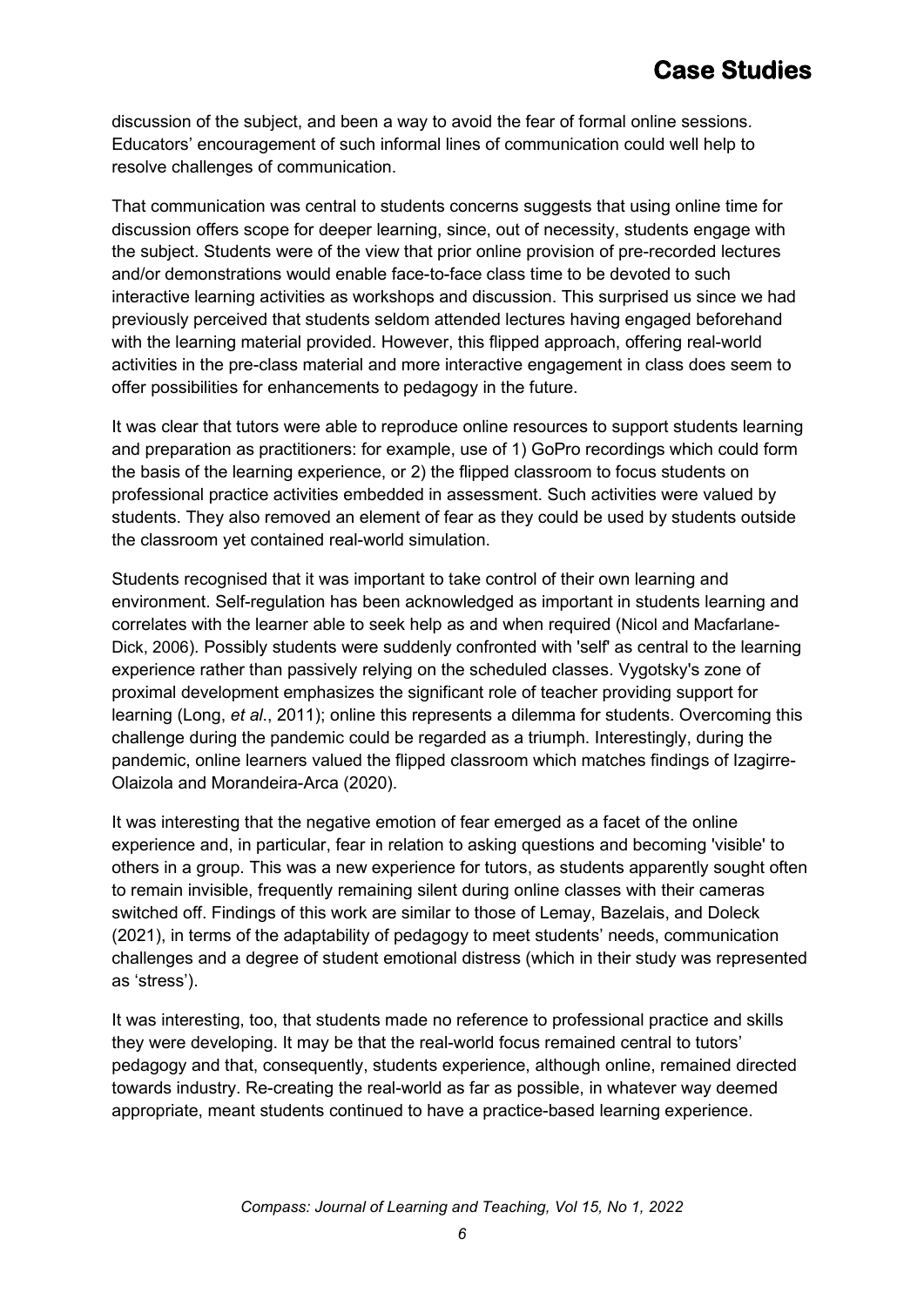discussion of the subject, and been a way to avoid the fear of formal online sessions. Educators' encouragement of such informal lines of communication could well help to resolve challenges of communication.

That communication was central to students concerns suggests that using online time for discussion offers scope for deeper learning, since, out of necessity, students engage with the subject. Students were of the view that prior online provision of pre-recorded lectures and/or demonstrations would enable face-to-face class time to be devoted to such interactive learning activities as workshops and discussion. This surprised us since we had previously perceived that students seldom attended lectures having engaged beforehand with the learning material provided. However, this flipped approach, offering real-world activities in the pre-class material and more interactive engagement in class does seem to offer possibilities for enhancements to pedagogy in the future.

It was clear that tutors were able to reproduce online resources to support students learning and preparation as practitioners: for example, use of 1) GoPro recordings which could form the basis of the learning experience, or 2) the flipped classroom to focus students on professional practice activities embedded in assessment. Such activities were valued by students. They also removed an element of fear as they could be used by students outside the classroom yet contained real-world simulation.

Students recognised that it was important to take control of their own learning and environment. Self-regulation has been acknowledged as important in students learning and correlates with the learner able to seek help as and when required (Nicol and Macfarlane-Dick, 2006). Possibly students were suddenly confronted with 'self' as central to the learning experience rather than passively relying on the scheduled classes. Vygotsky's zone of proximal development emphasizes the significant role of teacher providing support for learning (Long, *et al*., 2011); online this represents a dilemma for students. Overcoming this challenge during the pandemic could be regarded as a triumph. Interestingly, during the pandemic, online learners valued the flipped classroom which matches findings of Izagirre-Olaizola and Morandeira-Arca (2020).

It was interesting that the negative emotion of fear emerged as a facet of the online experience and, in particular, fear in relation to asking questions and becoming 'visible' to others in a group. This was a new experience for tutors, as students apparently sought often to remain invisible, frequently remaining silent during online classes with their cameras switched off. Findings of this work are similar to those of Lemay, Bazelais, and Doleck (2021), in terms of the adaptability of pedagogy to meet students' needs, communication challenges and a degree of student emotional distress (which in their study was represented as 'stress').

It was interesting, too, that students made no reference to professional practice and skills they were developing. It may be that the real-world focus remained central to tutors' pedagogy and that, consequently, students experience, although online, remained directed towards industry. Re-creating the real-world as far as possible, in whatever way deemed appropriate, meant students continued to have a practice-based learning experience.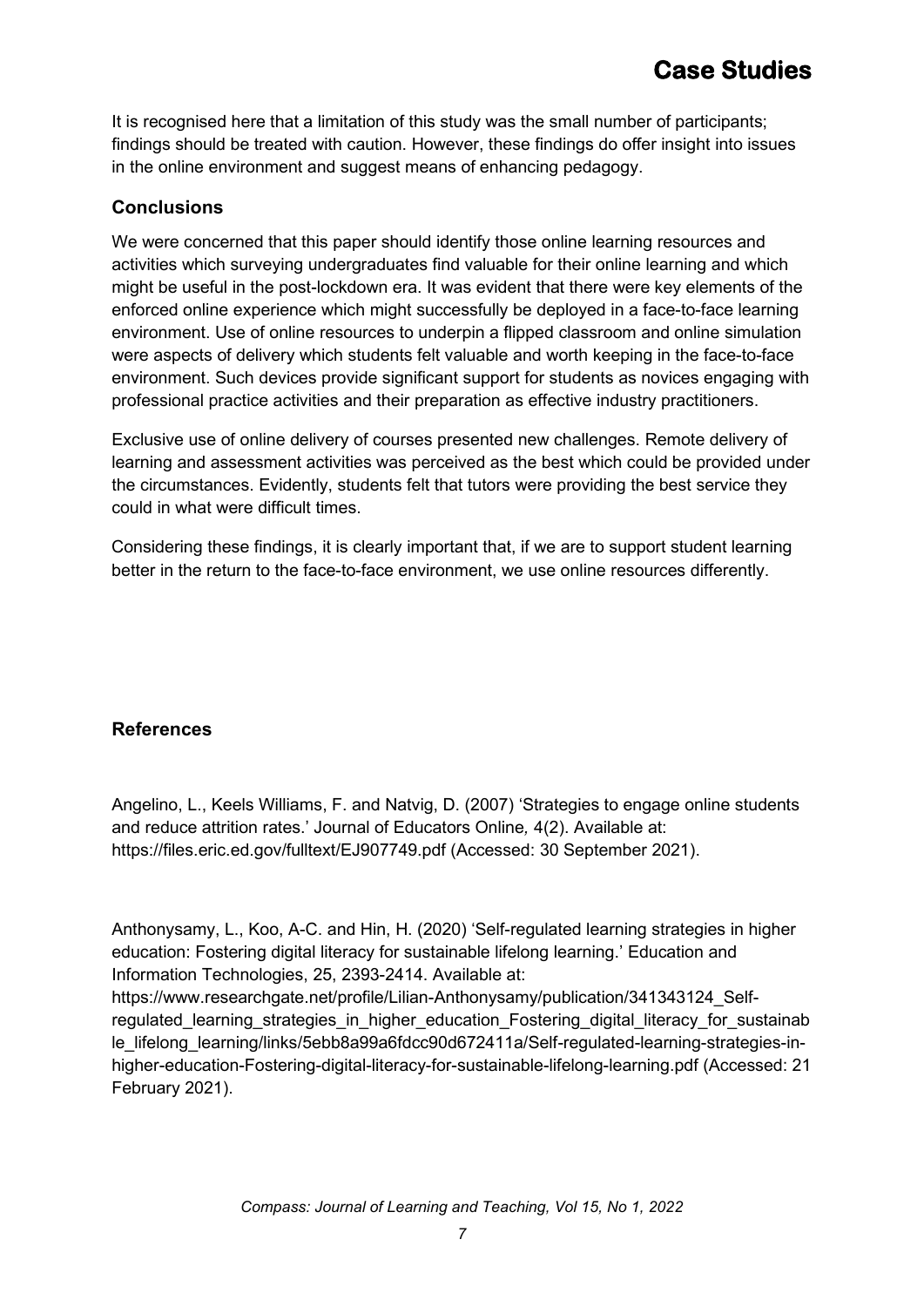It is recognised here that a limitation of this study was the small number of participants; findings should be treated with caution. However, these findings do offer insight into issues in the online environment and suggest means of enhancing pedagogy.

## Conclusions

We were concerned that this paper should identify those online learning resources and activities which surveying undergraduates find valuable for their online learning and which might be useful in the post-lockdown era. It was evident that there were key elements of the enforced online experience which might successfully be deployed in a face-to-face learning environment. Use of online resources to underpin a flipped classroom and online simulation were aspects of delivery which students felt valuable and worth keeping in the face-to-face environment. Such devices provide significant support for students as novices engaging with professional practice activities and their preparation as effective industry practitioners.

Exclusive use of online delivery of courses presented new challenges. Remote delivery of learning and assessment activities was perceived as the best which could be provided under the circumstances. Evidently, students felt that tutors were providing the best service they could in what were difficult times.

Considering these findings, it is clearly important that, if we are to support student learning better in the return to the face-to-face environment, we use online resources differently.

## References

Angelino, L., Keels Williams, F. and Natvig, D. (2007) 'Strategies to engage online students and reduce attrition rates.' Journal of Educators Online*,* 4(2). Available at: https://files.eric.ed.gov/fulltext/EJ907749.pdf (Accessed: 30 September 2021).

Anthonysamy, L., Koo, A-C. and Hin, H. (2020) 'Self-regulated learning strategies in higher education: Fostering digital literacy for sustainable lifelong learning.' Education and Information Technologies, 25, 2393-2414. Available at: https://www.researchgate.net/profile/Lilian-Anthonysamy/publication/341343124_Self-regulated_learning_strategies_in_higher_education_Fostering_digital_literacy_for_sustainable_lifelong_learning/links/5ebb8a99a6fdcc90d672411a/Self-regulated-learning-strategies-in-higher-education-Fostering-digital-literacy-for-sustainable-lifelong-learning.pdf (Accessed: 21 February 2021).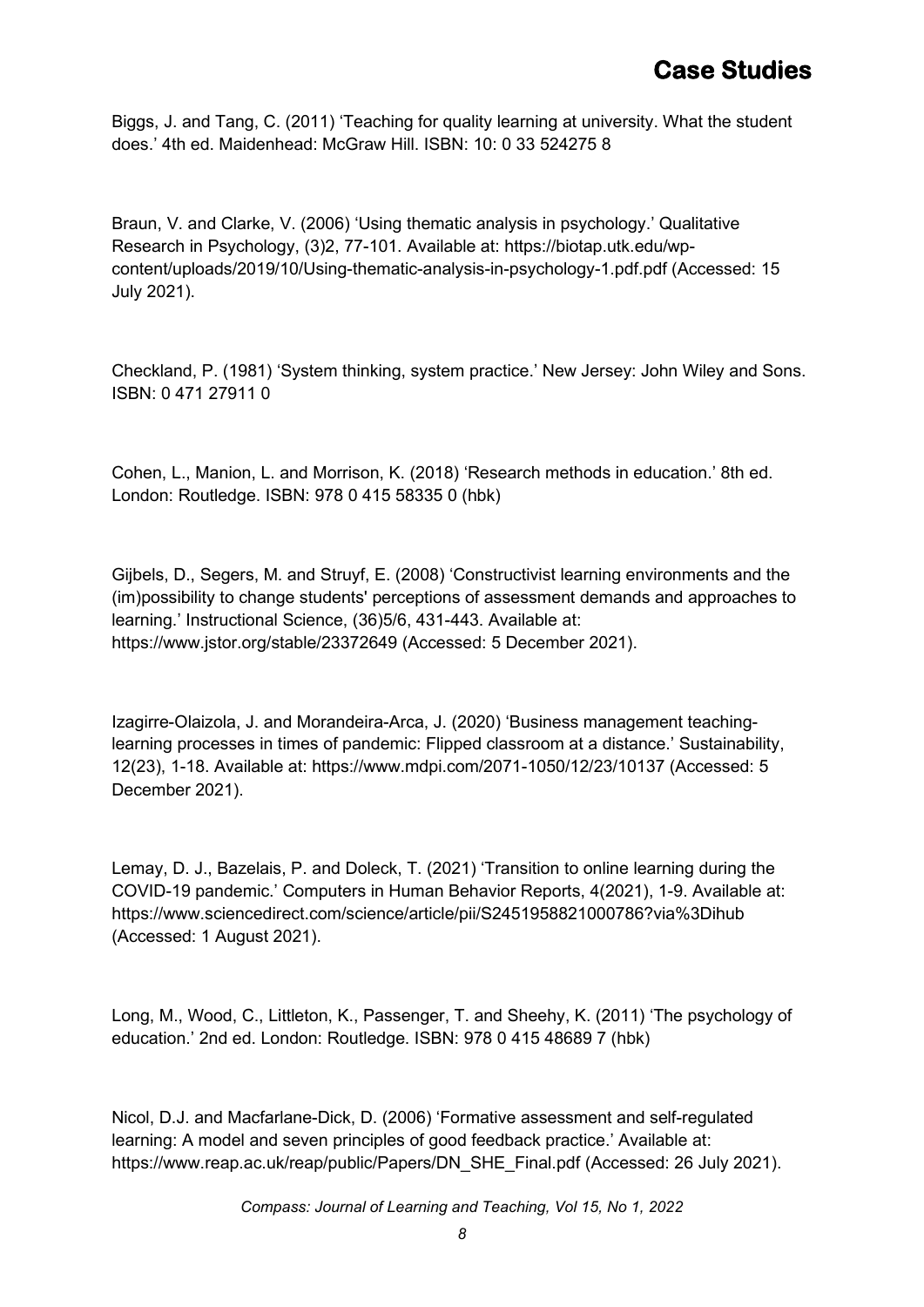Biggs, J. and Tang, C. (2011) 'Teaching for quality learning at university. What the student does.' 4th ed. Maidenhead: McGraw Hill. ISBN: 10: 0 33 524275 8

Braun, V. and Clarke, V. (2006) 'Using thematic analysis in psychology.' Qualitative Research in Psychology, (3)2, 77-101. Available at: https://biotap.utk.edu/wp-content/uploads/2019/10/Using-thematic-analysis-in-psychology-1.pdf.pdf (Accessed: 15 July 2021).

Checkland, P. (1981) 'System thinking, system practice.' New Jersey: John Wiley and Sons. ISBN: 0 471 27911 0

Cohen, L., Manion, L. and Morrison, K. (2018) 'Research methods in education.' 8th ed. London: Routledge. ISBN: 978 0 415 58335 0 (hbk)

Gijbels, D., Segers, M. and Struyf, E. (2008) 'Constructivist learning environments and the (im)possibility to change students' perceptions of assessment demands and approaches to learning.' Instructional Science, (36)5/6, 431-443. Available at: https://www.jstor.org/stable/23372649 (Accessed: 5 December 2021).

Izagirre-Olaizola, J. and Morandeira-Arca, J. (2020) 'Business management teaching-learning processes in times of pandemic: Flipped classroom at a distance.' Sustainability, 12(23), 1-18. Available at: https://www.mdpi.com/2071-1050/12/23/10137 (Accessed: 5 December 2021).

Lemay, D. J., Bazelais, P. and Doleck, T. (2021) 'Transition to online learning during the COVID-19 pandemic.' Computers in Human Behavior Reports, 4(2021), 1-9. Available at: https://www.sciencedirect.com/science/article/pii/S2451958821000786?via%3Dihub (Accessed: 1 August 2021).

Long, M., Wood, C., Littleton, K., Passenger, T. and Sheehy, K. (2011) 'The psychology of education.' 2nd ed. London: Routledge. ISBN: 978 0 415 48689 7 (hbk)

Nicol, D.J. and Macfarlane-Dick, D. (2006) 'Formative assessment and self-regulated learning: A model and seven principles of good feedback practice.' Available at: https://www.reap.ac.uk/reap/public/Papers/DN_SHE_Final.pdf (Accessed: 26 July 2021).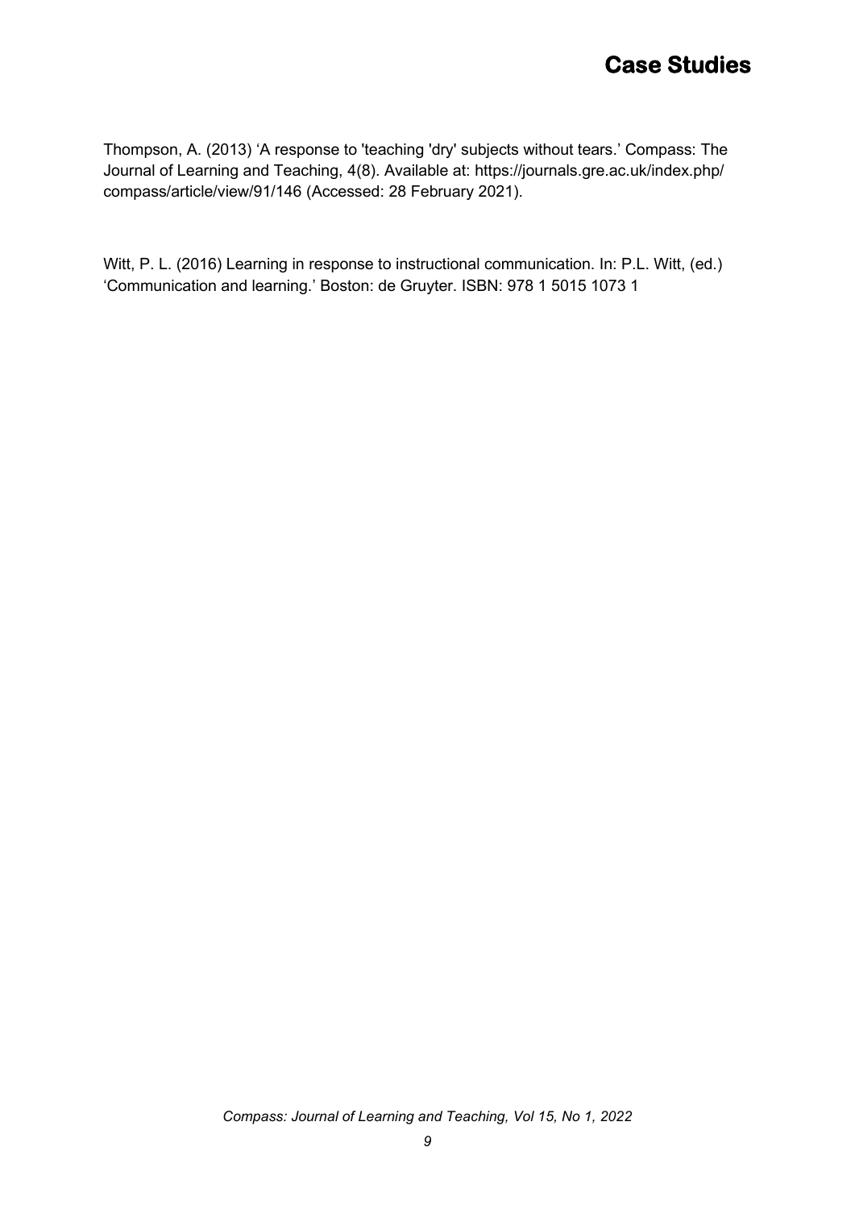Thompson, A. (2013) 'A response to 'teaching 'dry' subjects without tears.' Compass: The Journal of Learning and Teaching, 4(8). Available at: https://journals.gre.ac.uk/index.php/compass/article/view/91/146 (Accessed: 28 February 2021).

Witt, P. L. (2016) Learning in response to instructional communication. In: P.L. Witt, (ed.) 'Communication and learning.' Boston: de Gruyter. ISBN: 978 1 5015 1073 1